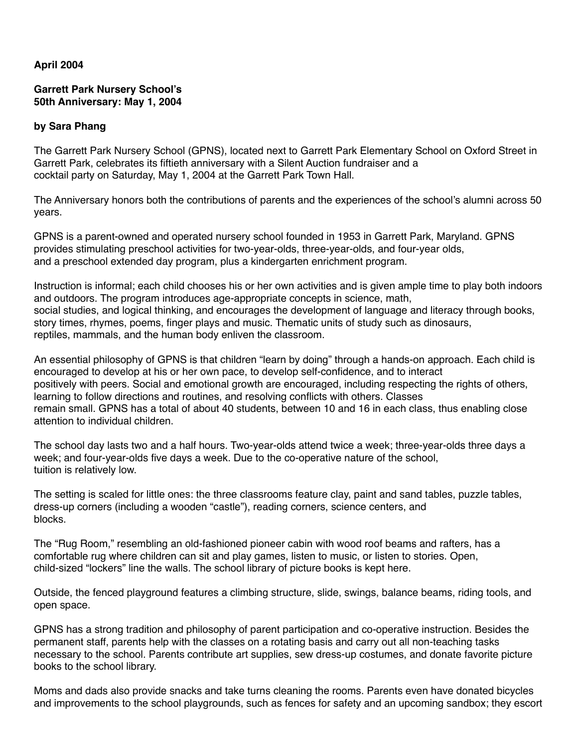**April 2004**

**Garrett Park Nursery School's 50th Anniversary: May 1, 2004**

**by Sara Phang**

The Garrett Park Nursery School (GPNS), located next to Garrett Park Elementary School on Oxford Street in Garrett Park, celebrates its fiftieth anniversary with a Silent Auction fundraiser and a cocktail party on Saturday, May 1, 2004 at the Garrett Park Town Hall.

The Anniversary honors both the contributions of parents and the experiences of the school's alumni across 50 years.

GPNS is a parent-owned and operated nursery school founded in 1953 in Garrett Park, Maryland. GPNS provides stimulating preschool activities for two-year-olds, three-year-olds, and four-year olds, and a preschool extended day program, plus a kindergarten enrichment program.

Instruction is informal; each child chooses his or her own activities and is given ample time to play both indoors and outdoors. The program introduces age-appropriate concepts in science, math, social studies, and logical thinking, and encourages the development of language and literacy through books, story times, rhymes, poems, finger plays and music. Thematic units of study such as dinosaurs, reptiles, mammals, and the human body enliven the classroom.

An essential philosophy of GPNS is that children "learn by doing" through a hands-on approach. Each child is encouraged to develop at his or her own pace, to develop self-confidence, and to interact positively with peers. Social and emotional growth are encouraged, including respecting the rights of others, learning to follow directions and routines, and resolving conflicts with others. Classes remain small. GPNS has a total of about 40 students, between 10 and 16 in each class, thus enabling close attention to individual children.

The school day lasts two and a half hours. Two-year-olds attend twice a week; three-year-olds three days a week; and four-year-olds five days a week. Due to the co-operative nature of the school, tuition is relatively low.

The setting is scaled for little ones: the three classrooms feature clay, paint and sand tables, puzzle tables, dress-up corners (including a wooden "castle"), reading corners, science centers, and blocks.

The "Rug Room," resembling an old-fashioned pioneer cabin with wood roof beams and rafters, has a comfortable rug where children can sit and play games, listen to music, or listen to stories. Open, child-sized "lockers" line the walls. The school library of picture books is kept here.

Outside, the fenced playground features a climbing structure, slide, swings, balance beams, riding tools, and open space.

GPNS has a strong tradition and philosophy of parent participation and co-operative instruction. Besides the permanent staff, parents help with the classes on a rotating basis and carry out all non-teaching tasks necessary to the school. Parents contribute art supplies, sew dress-up costumes, and donate favorite picture books to the school library.

Moms and dads also provide snacks and take turns cleaning the rooms. Parents even have donated bicycles and improvements to the school playgrounds, such as fences for safety and an upcoming sandbox; they escort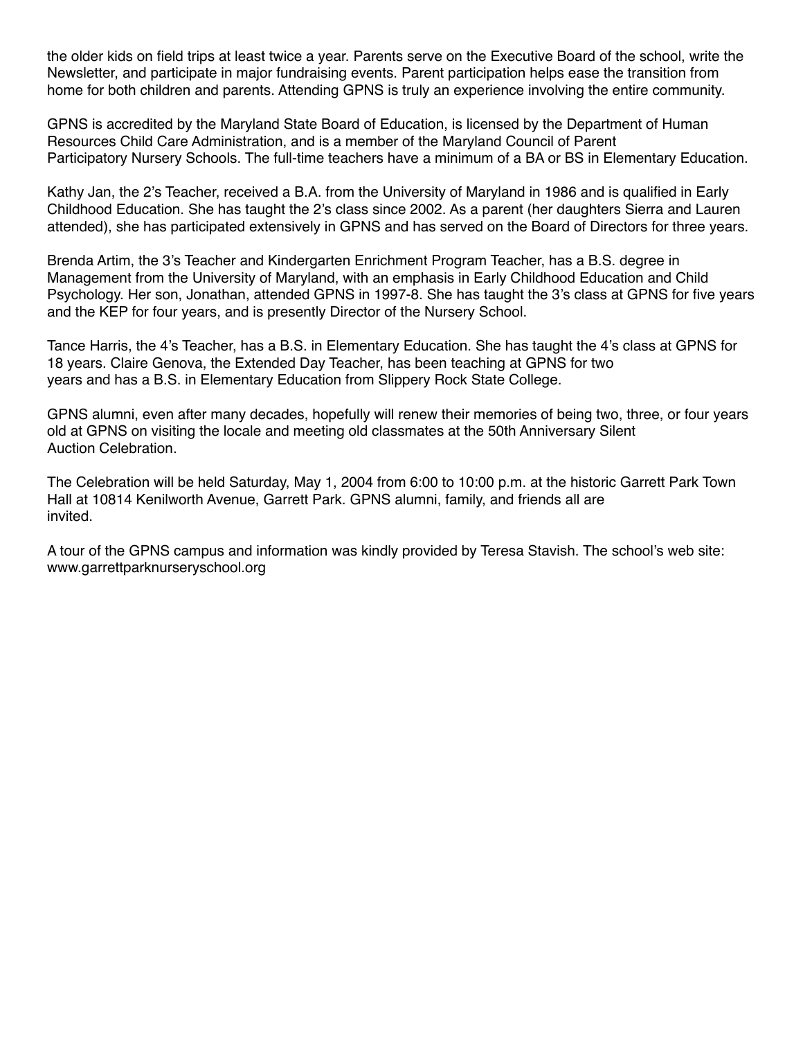the older kids on field trips at least twice a year. Parents serve on the Executive Board of the school, write the Newsletter, and participate in major fundraising events. Parent participation helps ease the transition from home for both children and parents. Attending GPNS is truly an experience involving the entire community.

GPNS is accredited by the Maryland State Board of Education, is licensed by the Department of Human Resources Child Care Administration, and is a member of the Maryland Council of Parent Participatory Nursery Schools. The full-time teachers have a minimum of a BA or BS in Elementary Education.

Kathy Jan, the 2's Teacher, received a B.A. from the University of Maryland in 1986 and is qualified in Early Childhood Education. She has taught the 2's class since 2002. As a parent (her daughters Sierra and Lauren attended), she has participated extensively in GPNS and has served on the Board of Directors for three years.

Brenda Artim, the 3's Teacher and Kindergarten Enrichment Program Teacher, has a B.S. degree in Management from the University of Maryland, with an emphasis in Early Childhood Education and Child Psychology. Her son, Jonathan, attended GPNS in 1997-8. She has taught the 3's class at GPNS for five years and the KEP for four years, and is presently Director of the Nursery School.

Tance Harris, the 4's Teacher, has a B.S. in Elementary Education. She has taught the 4's class at GPNS for 18 years. Claire Genova, the Extended Day Teacher, has been teaching at GPNS for two years and has a B.S. in Elementary Education from Slippery Rock State College.

GPNS alumni, even after many decades, hopefully will renew their memories of being two, three, or four years old at GPNS on visiting the locale and meeting old classmates at the 50th Anniversary Silent Auction Celebration.

The Celebration will be held Saturday, May 1, 2004 from 6:00 to 10:00 p.m. at the historic Garrett Park Town Hall at 10814 Kenilworth Avenue, Garrett Park. GPNS alumni, family, and friends all are invited.

A tour of the GPNS campus and information was kindly provided by Teresa Stavish. The school's web site: www.garrettparknurseryschool.org